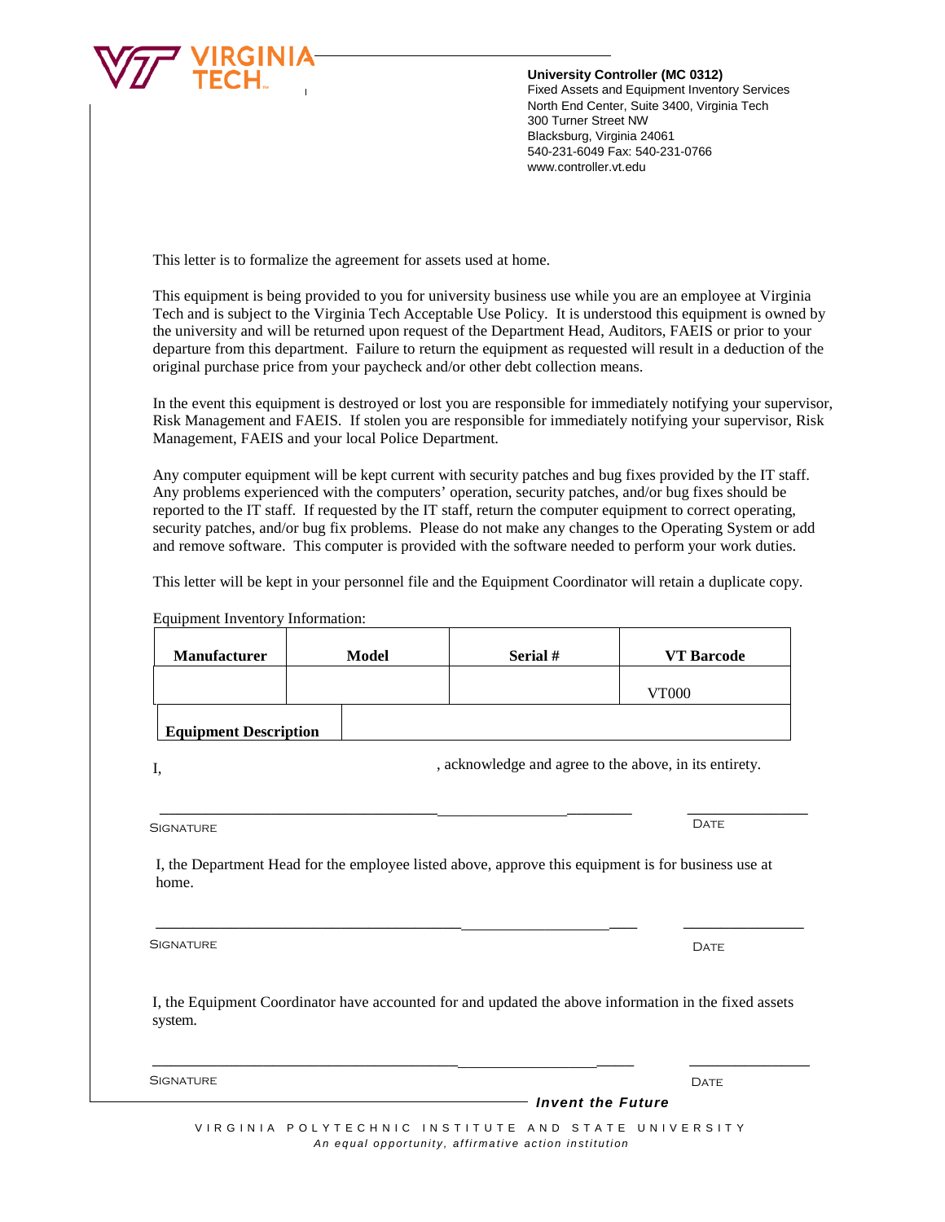**University Controller (MC 0312)**
Fixed Assets and Equipment Inventory Services
North End Center, Suite 3400, Virginia Tech
300 Turner Street NW
Blacksburg, Virginia 24061
540-231-6049 Fax: 540-231-0766
www.controller.vt.edu

This letter is to formalize the agreement for assets used at home.

This equipment is being provided to you for university business use while you are an employee at Virginia Tech and is subject to the Virginia Tech Acceptable Use Policy. It is understood this equipment is owned by the university and will be returned upon request of the Department Head, Auditors, FAEIS or prior to your departure from this department. Failure to return the equipment as requested will result in a deduction of the original purchase price from your paycheck and/or other debt collection means.

In the event this equipment is destroyed or lost you are responsible for immediately notifying your supervisor, Risk Management and FAEIS. If stolen you are responsible for immediately notifying your supervisor, Risk Management, FAEIS and your local Police Department.

Any computer equipment will be kept current with security patches and bug fixes provided by the IT staff. Any problems experienced with the computers' operation, security patches, and/or bug fixes should be reported to the IT staff. If requested by the IT staff, return the computer equipment to correct operating, security patches, and/or bug fix problems. Please do not make any changes to the Operating System or add and remove software. This computer is provided with the software needed to perform your work duties.

This letter will be kept in your personnel file and the Equipment Coordinator will retain a duplicate copy.

Equipment Inventory Information:

| Manufacturer | Model | Serial # | VT Barcode |
|---|---|---|---|
| | | | VT000 |
| **Equipment Description** | | | |

I, ______________________, acknowledge and agree to the above, in its entirety.

______________________________________________ ______________

SIGNATURE DATE

I, the Department Head for the employee listed above, approve this equipment is for business use at home.

______________________________________________ ______________

SIGNATURE DATE

I, the Equipment Coordinator have accounted for and updated the above information in the fixed assets system.

______________________________________________ ______________

SIGNATURE DATE

***Invent the Future***

VIRGINIA POLYTECHNIC INSTITUTE AND STATE UNIVERSITY
*An equal opportunity, affirmative action institution*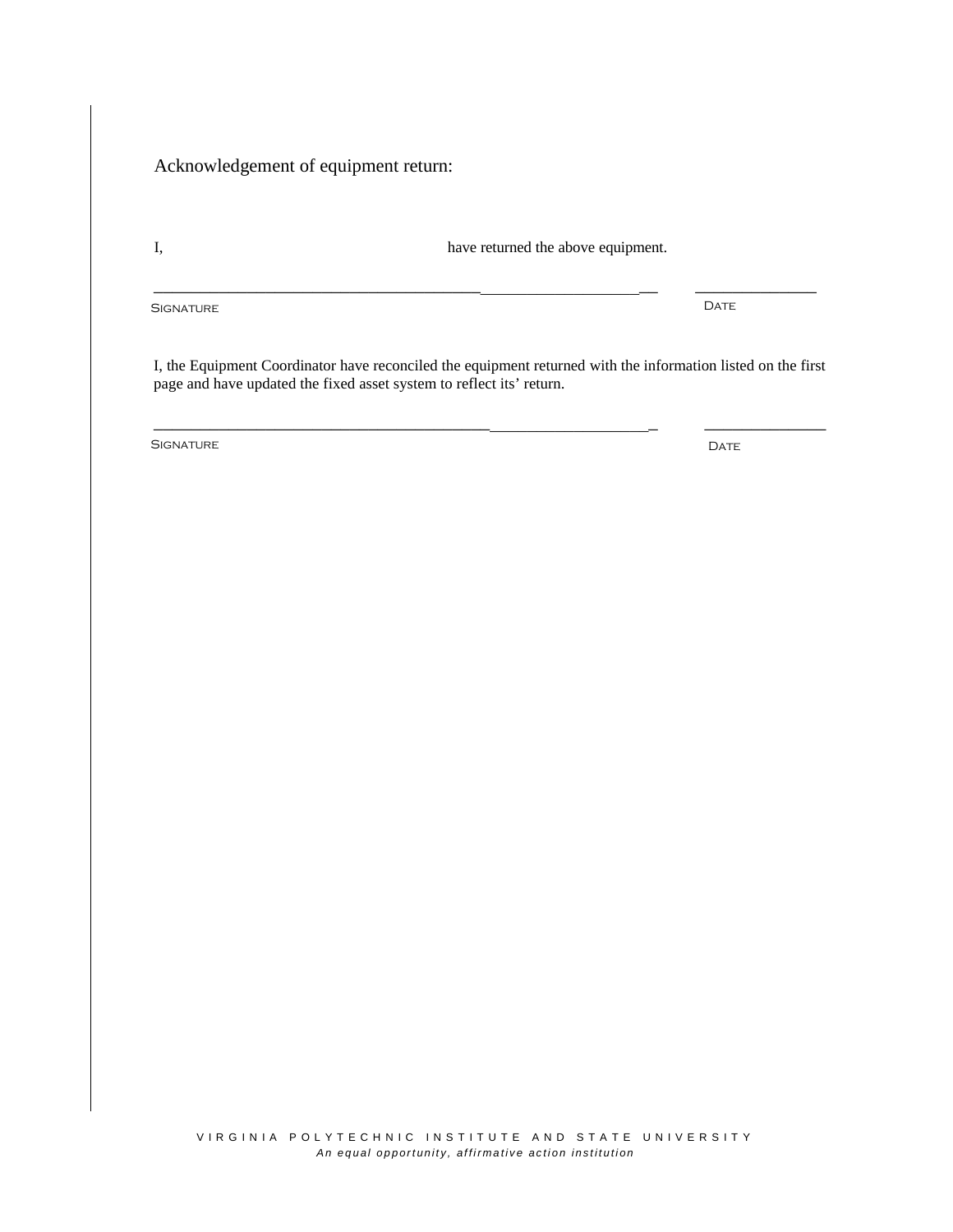Acknowledgement of equipment return:

I, have returned the above equipment.

_______________________________________________________________ _______________

Signature Date

I, the Equipment Coordinator have reconciled the equipment returned with the information listed on the first page and have updated the fixed asset system to reflect its' return.

_______________________________________________________________ _______________

Signature Date

VIRGINIA POLYTECHNIC INSTITUTE AND STATE UNIVERSITY

*An equal opportunity, affirmative action institution*